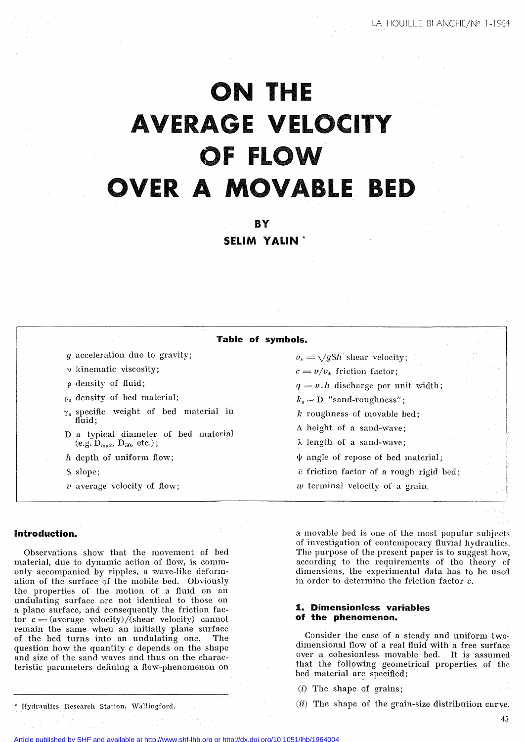# ON THE AVERAGE VELOCITY OF FLOW OVER A MOVABLE BED

BY

**SELIM YALIN** *

**Table of symbols.**

$g$ acceleration due to gravity;

$\nu$ kinematic viscosity;

$\rho$ density of fluid;

$\rho_s$ density of bed material;

$\gamma_s$ specific weight of bed material in fluid;

D a typical diameter of bed material (e.g. $D_{max}$, $D_{50}$, etc.);

$h$ depth of uniform flow;

S slope;

$v$ average velocity of flow;

$v_* = \sqrt{gSh}$ shear velocity;

$c = v/v_*$ friction factor;

$q = v.h$ discharge per unit width;

$k_s \sim$ D "sand-roughness";

$k$ roughness of movable bed;

$\Delta$ height of a sand-wave;

$\lambda$ length of a sand-wave;

$\psi$ angle of repose of bed material;

$\bar{c}$ friction factor of a rough rigid bed;

$w$ terminal velocity of a grain.

## Introduction.

Observations show that the movement of bed material, due to dynamic action of flow, is commonly accompanied by ripples, a wave-like deformation of the surface of the mobile bed. Obviously the properties of the motion of a fluid on an undulating surface are not identical to those on a plane surface, and consequently the friction factor $c$ = (average velocity)/(shear velocity) cannot remain the same when an initially plane surface of the bed turns into an undulating one. The question how the quantity $c$ depends on the shape and size of the sand waves and thus on the characteristic parameters defining a flow-phenomenon on a movable bed is one of the most popular subjects of investigation of contemporary fluvial hydraulics. The purpose of the present paper is to suggest how, according to the requirements of the theory of dimensions, the experimental data has to be used in order to determine the friction factor $c$.

## 1. Dimensionless variables of the phenomenon.

Consider the case of a steady and uniform two-dimensional flow of a real fluid with a free surface over a cohesionless movable bed. It is assumed that the following geometrical properties of the bed material are specified:

(*i*) The shape of grains;

(*ii*) The shape of the grain-size distribution curve.

* Hydraulics Research Station, Wallingford.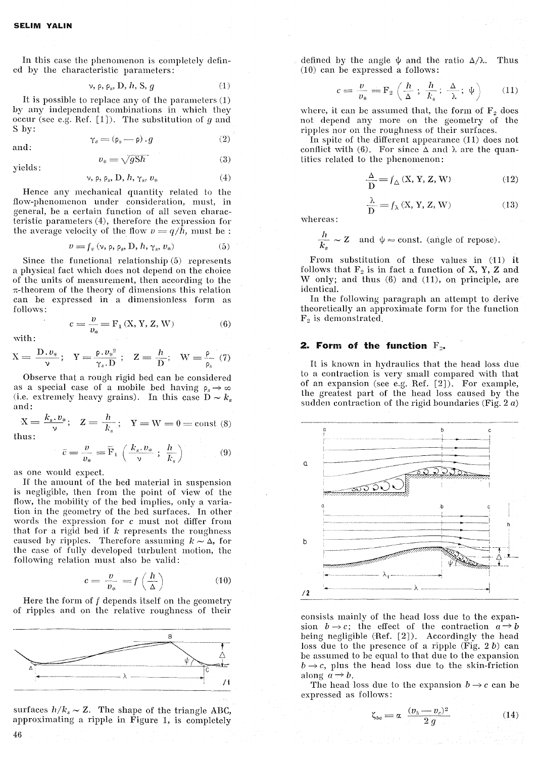In this case the phenomenon is completely defined by the characteristic parameters:

$$\nu, \rho, \rho_s, D, h, S, g \tag{1}$$

It is possible to replace any of the parameters (1) by any independent combinations in which they occur (see e.g. Ref. [1]). The substitution of $g$ and S by:

$$\gamma_s = (\rho_s - \rho) . g \tag{2}$$

and:

$$v_* = \sqrt{gSh} \tag{3}$$

yields:

$$\nu, \rho, \rho_s, D, h, \gamma_s, v_* \tag{4}$$

Hence any mechanical quantity related to the flow-phenomenon under consideration, must, in general, be a certain function of all seven characteristic parameters (4), therefore the expression for the average velocity of the flow $v = q/h$, must be :

$$v = f_v (\nu, \rho, \rho_s, D, h, \gamma_s, v_*) \tag{5}$$

Since the functional relationship (5) represents a physical fact which does not depend on the choice of the units of measurement, then according to the $\pi$-theorem of the theory of dimensions this relation can be expressed in a dimensionless form as follows:

$$c = \frac{v}{v_*} = F_1 (X, Y, Z, W) \tag{6}$$

with:

$$X = \frac{D . v_*}{\nu}; \quad Y = \frac{\rho . v_*^2}{\gamma_s . D}; \quad Z = \frac{h}{D}; \quad W = \frac{\rho}{\rho_s} \tag{7}$$

Observe that a rough rigid bed can be considered as a special case of a mobile bed having $\rho_s \to \infty$ (i.e. extremely heavy grains). In this case $D \sim k_s$ and:

$$X = \frac{k_s . v_*}{\nu}; \quad Z = \frac{h}{k_s}; \quad Y = W = 0 = \text{const} \tag{8}$$

thus:

$$\bar{c} = \frac{v}{v_*} = F_1 \left( \frac{k_s . v_*}{\nu} ; \frac{h}{k_s} \right) \tag{9}$$

as one would expect.

If the amount of the bed material in suspension is negligible, then from the point of view of the flow, the mobility of the bed implies, only a variation in the geometry of the bed surfaces. In other words the expression for $c$ must not differ from that for a rigid bed if $k$ represents the roughness caused by ripples. Therefore assuming $k \sim \Delta$, for the case of fully developed turbulent motion, the following relation must also be valid:

$$c = \frac{v}{v_*} = f \left( \frac{h}{\Delta} \right) \tag{10}$$

Here the form of $f$ depends itself on the geometry of ripples and on the relative roughness of their surfaces $h/k_s \sim Z$. The shape of the triangle ABC, approximating a ripple in Figure 1, is completely defined by the angle $\psi$ and the ratio $\Delta/\lambda$. Thus (10) can be expressed a follows:

/1

$$c = \frac{v}{v_*} = F_2 \left( \frac{h}{\Delta} ; \frac{h}{k_s} ; \frac{\Delta}{\lambda} ; \psi \right) \tag{11}$$

where, it can be assumed that, the form of $F_2$ does not depend any more on the geometry of the ripples nor on the roughness of their surfaces.

In spite of the different appearance (11) does not conflict with (6). For since $\Delta$ and $\lambda$ are the quantities related to the phenomenon:

$$\frac{\Delta}{D} = f_\Delta (X, Y, Z, W) \tag{12}$$

$$\frac{\lambda}{D} = f_\lambda (X, Y, Z, W) \tag{13}$$

whereas:

$$\frac{h}{k_s} \sim Z \quad \text{and} \quad \psi \approx \text{const. (angle of repose)}.$$

From substitution of these values in (11) it follows that $F_2$ is in fact a function of X, Y, Z and W only; and thus (6) and (11), on principle, are identical.

In the following paragraph an attempt to derive theoretically an approximate form for the function $F_2$ is demonstrated.

## 2. Form of the function $F_2$.

It is known in hydraulics that the head loss due to a contraction is very small compared with that of an expansion (see e.g. Ref. [2]). For example, the greatest part of the head loss caused by the sudden contraction of the rigid boundaries (Fig. 2 *a*)

/2

consists mainly of the head loss due to the expansion $b \to c$; the effect of the contraction $a \to b$ being negligible (Ref. [2]). Accordingly the head loss due to the presence of a ripple (Fig. 2 *b*) can be assumed to be equal to that due to the expansion $b \to c$, plus the head loss due to the skin-friction along $a \to b$.

The head loss due to the expansion $b \to c$ can be expressed as follows:

$$\zeta_{bc} = \alpha \frac{(v_b - v_c)^2}{2g} \tag{14}$$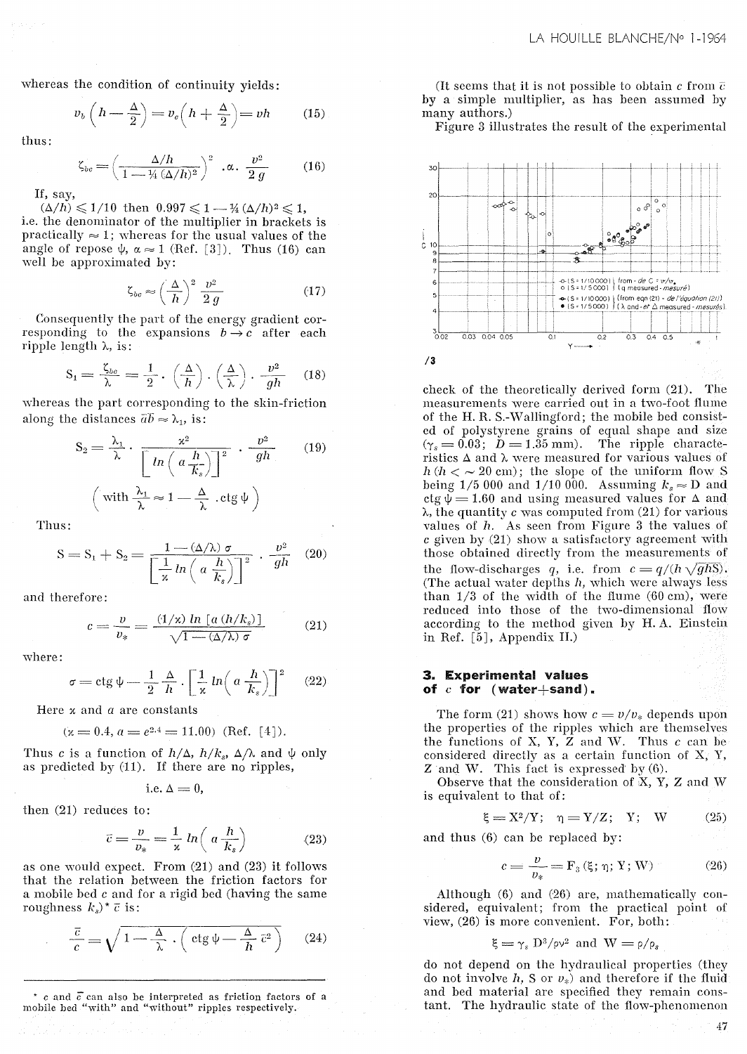whereas the condition of continuity yields:

$$v_b\left(h-\frac{\Delta}{2}\right)=v_c\left(h+\frac{\Delta}{2}\right)=vh \tag{15}$$

thus:

$$\zeta_{bc}=\left(\frac{\Delta/h}{1-\frac{1}{4}(\Delta/h)^2}\right)^2 .\alpha.\ \frac{v^2}{2g} \tag{16}$$

If, say,

$(\Delta/h)\leqslant 1/10$ then $0.997\leqslant 1-\frac{1}{4}(\Delta/h)^2\leqslant 1$,
i.e. the denominator of the multiplier in brackets is practically $\approx 1$; whereas for the usual values of the angle of repose $\psi$, $\alpha\approx 1$ (Ref. [3]). Thus (16) can well be approximated by:

$$\zeta_{bc}\approx\left(\frac{\Delta}{h}\right)^2\frac{v^2}{2g} \tag{17}$$

Consequently the part of the energy gradient corresponding to the expansions $b\rightarrow c$ after each ripple length $\lambda$, is:

$$S_1=\frac{\zeta_{bc}}{\lambda}=\frac{1}{2}\cdot\left(\frac{\Delta}{h}\right)\cdot\left(\frac{\Delta}{\lambda}\right)\cdot\frac{v^2}{gh} \tag{18}$$

whereas the part corresponding to the skin-friction along the distances $\overline{ab}\approx\lambda_1$, is:

$$S_2=\frac{\lambda_1}{\lambda}\cdot\frac{\varkappa^2}{\left[ln\left(a\dfrac{h}{K_s}\right)\right]^2}\cdot\frac{v^2}{gh} \tag{19}$$

$$\left(\text{with } \frac{\lambda_1}{\lambda}\approx 1-\frac{\Delta}{\lambda}\,.\text{ctg}\,\psi\right)$$

Thus:

$$S=S_1+S_2=\frac{1-(\Delta/\lambda)\,\sigma}{\left[\dfrac{1}{\varkappa}ln\left(a\dfrac{h}{k_s}\right)\right]^2}\cdot\frac{v^2}{gh} \tag{20}$$

and therefore:

$$c=\frac{v}{v_*}=\frac{(1/\varkappa)\,ln\,[a\,(h/k_s)]}{\sqrt{1-(\Delta/\lambda)\,\sigma}} \tag{21}$$

where:

$$\sigma=\text{ctg}\,\psi-\frac{1}{2}\frac{\Delta}{h}\cdot\left[\frac{1}{\varkappa}ln\left(a\frac{h}{k_s}\right)\right]^2 \tag{22}$$

Here $\varkappa$ and $a$ are constants

($\varkappa=0.4$, $a=e^{2.4}=11.00$) (Ref. [4]).

Thus $c$ is a function of $h/\Delta$, $h/k_s$, $\Delta/\lambda$ and $\psi$ only as predicted by (11). If there are no ripples,

i.e. $\Delta=0$,

then (21) reduces to:

$$\bar{c}=\frac{v}{v_*}=\frac{1}{\varkappa}ln\left(a\frac{h}{k_s}\right) \tag{23}$$

as one would expect. From (21) and (23) it follows that the relation between the friction factors for a mobile bed $c$ and for a rigid bed (having the same roughness $k_s$)* $\bar{c}$ is:

$$\frac{\bar{c}}{c}=\sqrt{1-\frac{\Delta}{\lambda}\cdot\left(\text{ctg}\,\psi-\frac{\Delta}{h}\,\bar{c}^2\right)} \tag{24}$$

(It seems that it is not possible to obtain $c$ from $\bar{c}$ by a simple multiplier, as has been assumed by many authors.)

Figure 3 illustrates the result of the experimental check of the theoretically derived form (21). The measurements were carried out in a two-foot flume of the H. R. S.-Wallingford; the mobile bed consisted of polystyrene grains of equal shape and size ($\gamma_s=0.03$; $D=1.35$ mm). The ripple characteristics $\Delta$ and $\lambda$ were measured for various values of $h$ ($h<\sim 20$ cm); the slope of the uniform flow S being 1/5 000 and 1/10 000. Assuming $k_s\approx$ D and ctg $\psi=1.60$ and using measured values for $\Delta$ and $\lambda$, the quantity $c$ was computed from (21) for various values of $h$. As seen from Figure 3 the values of $c$ given by (21) show a satisfactory agreement with those obtained directly from the measurements of the flow-discharges $q$, i.e. from $c=q/(h\sqrt{ghS})$. (The actual water depths $h$, which were always less than 1/3 of the width of the flume (60 cm), were reduced into those of the two-dimensional flow according to the method given by H. A. Einstein in Ref. [5], Appendix II.)

/3

## 3. Experimental values of $c$ for (water+sand).

The form (21) shows how $c=v/v_*$ depends upon the properties of the ripples which are themselves the functions of X, Y, Z and W. Thus $c$ can be considered directly as a certain function of X, Y, Z and W. This fact is expressed by (6).

Observe that the consideration of X, Y, Z and W is equivalent to that of:

$$\xi=X^2/Y;\quad \eta=Y/Z;\quad Y;\quad W \tag{25}$$

and thus (6) can be replaced by:

$$c=\frac{v}{v_*}=F_3\,(\xi;\,\eta;\,Y;\,W) \tag{26}$$

Although (6) and (26) are, mathematically considered, equivalent; from the practical point of view, (26) is more convenient. For, both:

$$\xi=\gamma_s\,D^3/\rho\nu^2 \text{ and } W=\rho/\rho_s$$

do not depend on the hydraulical properties (they do not involve $h$, S or $v_*$) and therefore if the fluid and bed material are specified they remain constant. The hydraulic state of the flow-phenomenon

---

* $c$ and $\bar{c}$ can also be interpreted as friction factors of a mobile bed "with" and "without" ripples respectively.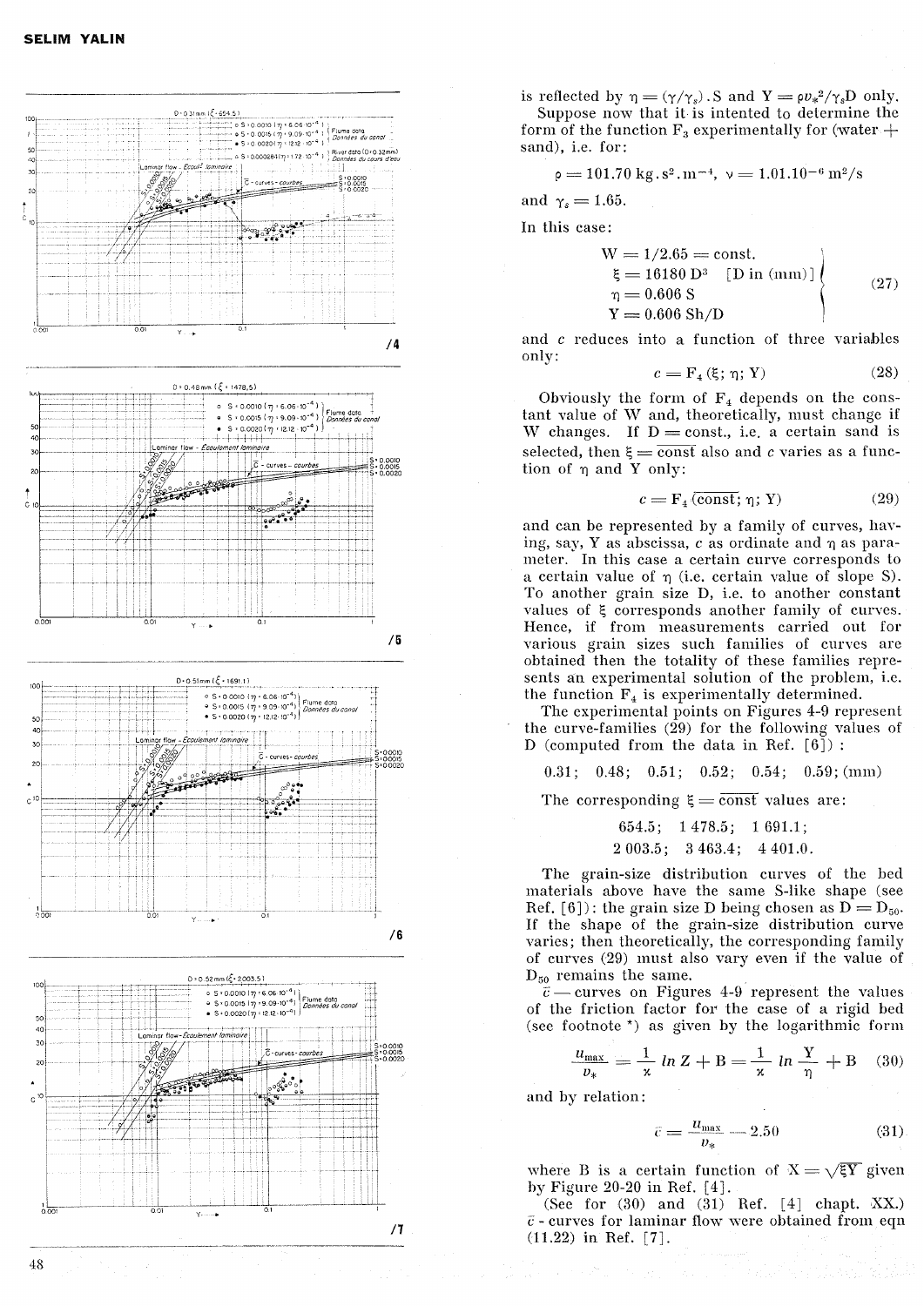is reflected by $\eta = (\gamma/\gamma_s) . S$ and $Y = \rho v_*^2/\gamma_s D$ only.

Suppose now that it is intented to determine the form of the function $F_3$ experimentally for (water + sand), i.e. for:

$$\rho = 101.70 \text{ kg.s}^2.\text{m}^{-4}, \quad \nu = 1.01.10^{-6} \text{ m}^2/\text{s}$$

and $\gamma_s = 1.65$.

In this case:

$$\left.\begin{aligned} W &= 1/2.65 = \text{const.} \\ \xi &= 16180 \, D^3 \quad [D \text{ in (mm)}] \\ \eta &= 0.606 \, S \\ Y &= 0.606 \, Sh/D \end{aligned}\right\} \tag{27}$$

and $c$ reduces into a function of three variables only:

$$c = F_4 (\xi; \eta; Y) \tag{28}$$

Obviously the form of $F_4$ depends on the constant value of W and, theoretically, must change if W changes. If D = const., i.e. a certain sand is selected, then $\xi = \overline{\text{const}}$ also and $c$ varies as a function of $\eta$ and Y only:

$$c = F_4 (\overline{\text{const}}; \eta; Y) \tag{29}$$

and can be represented by a family of curves, having, say, Y as abscissa, $c$ as ordinate and $\eta$ as parameter. In this case a certain curve corresponds to a certain value of $\eta$ (i.e. certain value of slope S). To another grain size D, i.e. to another constant values of $\xi$ corresponds another family of curves. Hence, if from measurements carried out for various grain sizes such families of curves are obtained then the totality of these families represents an experimental solution of the problem, i.e. the function $F_4$ is experimentally determined.

The experimental points on Figures 4-9 represent the curve-families (29) for the following values of D (computed from the data in Ref. [6]) :

0.31; 0.48; 0.51; 0.52; 0.54; 0.59; (mm)

The corresponding $\xi = \overline{\text{const}}$ values are:

654.5; 1 478.5; 1 691.1;
2 003.5; 3 463.4; 4 401.0.

The grain-size distribution curves of the bed materials above have the same S-like shape (see Ref. [6]): the grain size D being chosen as $D = D_{50}$. If the shape of the grain-size distribution curve varies; then theoretically, the corresponding family of curves (29) must also vary even if the value of $D_{50}$ remains the same.

$\bar{c}$ — curves on Figures 4-9 represent the values of the friction factor for the case of a rigid bed (see footnote *) as given by the logarithmic form

$$\frac{u_{\max}}{v_*} = \frac{1}{\varkappa} \ln Z + B = \frac{1}{\varkappa} \ln \frac{Y}{\eta} + B \tag{30}$$

and by relation:

$$\bar{c} = \frac{u_{\max}}{v_*} - 2.50 \tag{31}$$

where B is a certain function of $X = \sqrt{\xi Y}$ given by Figure 20-20 in Ref. [4].

(See for (30) and (31) Ref. [4] chapt. XX.) $\bar{c}$ - curves for laminar flow were obtained from eqn (11.22) in Ref. [7].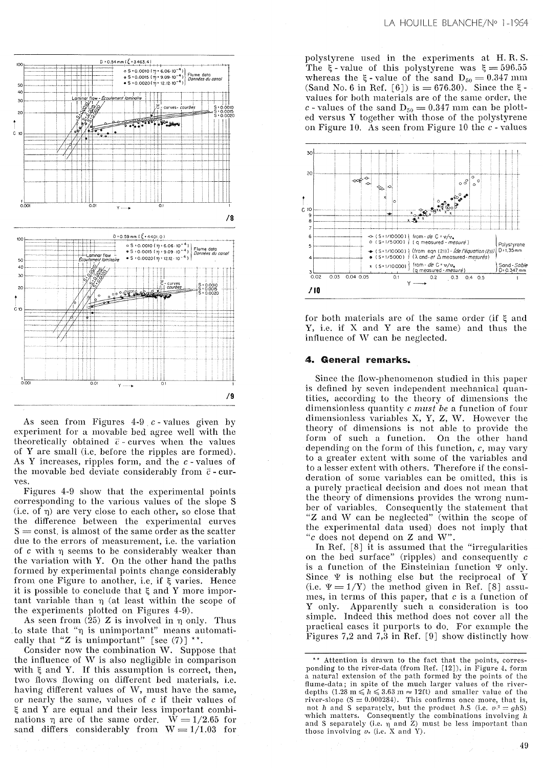/8

/9

As seen from Figures 4-9 $c$-values given by experiment for a movable bed agree well with the theoretically obtained $\bar{c}$-curves when the values of Y are small (i.e. before the ripples are formed). As Y increases, ripples form, and the $c$-values of the movable bed deviate considerably from $\bar{c}$-curves.

Figures 4-9 show that the experimental points corresponding to the various values of the slope S (i.e. of $\eta$) are very close to each other, so close that the difference between the experimental curves S = const. is almost of the same order as the scatter due to the errors of measurement, i.e. the variation of $c$ with $\eta$ seems to be considerably weaker than the variation with Y. On the other hand the paths formed by experimental points change considerably from one Figure to another, i.e. if $\xi$ varies. Hence it is possible to conclude that $\xi$ and Y more important variable than $\eta$ (at least within the scope of the experiments plotted on Figures 4-9).

As seen from (25) Z is involved in $\eta$ only. Thus to state that "$\eta$ is unimportant" means automatically that "Z is unimportant" [see (7)] **.

Consider now the combination W. Suppose that the influence of W is also negligible in comparison with $\xi$ and Y. If this assumption is correct, then, two flows flowing on different bed materials, i.e. having different values of W, must have the same, or nearly the same, values of $c$ if their values of $\xi$ and Y are equal and their less important combinations $\eta$ are of the same order. $W = 1/2.65$ for sand differs considerably from $W = 1/1.03$ for polystyrene used in the experiments at H. R. S. The $\xi$-value of this polystyrene was $\xi = 596.55$ whereas the $\xi$-value of the sand $D_{50} = 0.347$ mm (Sand No. 6 in Ref. [6]) is $= 676.30$). Since the $\xi$-values for both materials are of the same order, the $c$-values of the sand $D_{50} = 0.347$ mm can be plotted versus Y together with those of the polystyrene on Figure 10. As seen from Figure 10 the $c$-values

/10

for both materials are of the same order (if $\xi$ and Y, i.e. if X and Y are the same) and thus the influence of W can be neglected.

## 4. General remarks.

Since the flow-phenomenon studied in this paper is defined by seven independent mechanical quantities, according to the theory of dimensions the dimensionless quantity $c$ *must be* a function of four dimensionless variables X, Y, Z, W. However the theory of dimensions is not able to provide the form of such a function. On the other hand depending on the form of this function, $c$, may vary to a greater extent with some of the variables and to a lesser extent with others. Therefore if the consideration of some variables can be omitted, this is a purely practical decision and does not mean that the theory of dimensions provides the wrong number of variables. Consequently the statement that "Z and W can be neglected" (within the scope of the experimental data used) does not imply that "$c$ does not depend on Z and W".

In Ref. [8] it is assumed that the "irregularities on the bed surface" (ripples) and consequently $c$ is a function of the Einsteinian function $\Psi$ only. Since $\Psi$ is nothing else but the reciprocal of Y (i.e. $\Psi = 1/Y$) the method given in Ref. [8] assumes, in terms of this paper, that $c$ is a function of Y only. Apparently such a consideration is too simple. Indeed this method does not cover all the practical cases it purports to do. For example the Figures 7,2 and 7,3 in Ref. [9] show distinctly how

** Attention is drawn to the fact that the points, corresponding to the river-data (from Ref. [12]), in Figure 4, form a natural extension of the path formed by the points of the flume-data; in spite of the much larger values of the river-depths ($1.28 \text{ m} \leqslant h \leqslant 3.63 \text{ m} \approx 12\text{ft}$) and smaller value of the river-slope (S = 0.000284). This confirms once more, that is, not $h$ and S separately, but the product $h.S$ (i.e. $v_*^2 = ghS$) which matters. Consequently the combinations involving $h$ and S separately (i.e. $\eta$ and Z) must be less important than those involving $v_*$ (i.e. X and Y).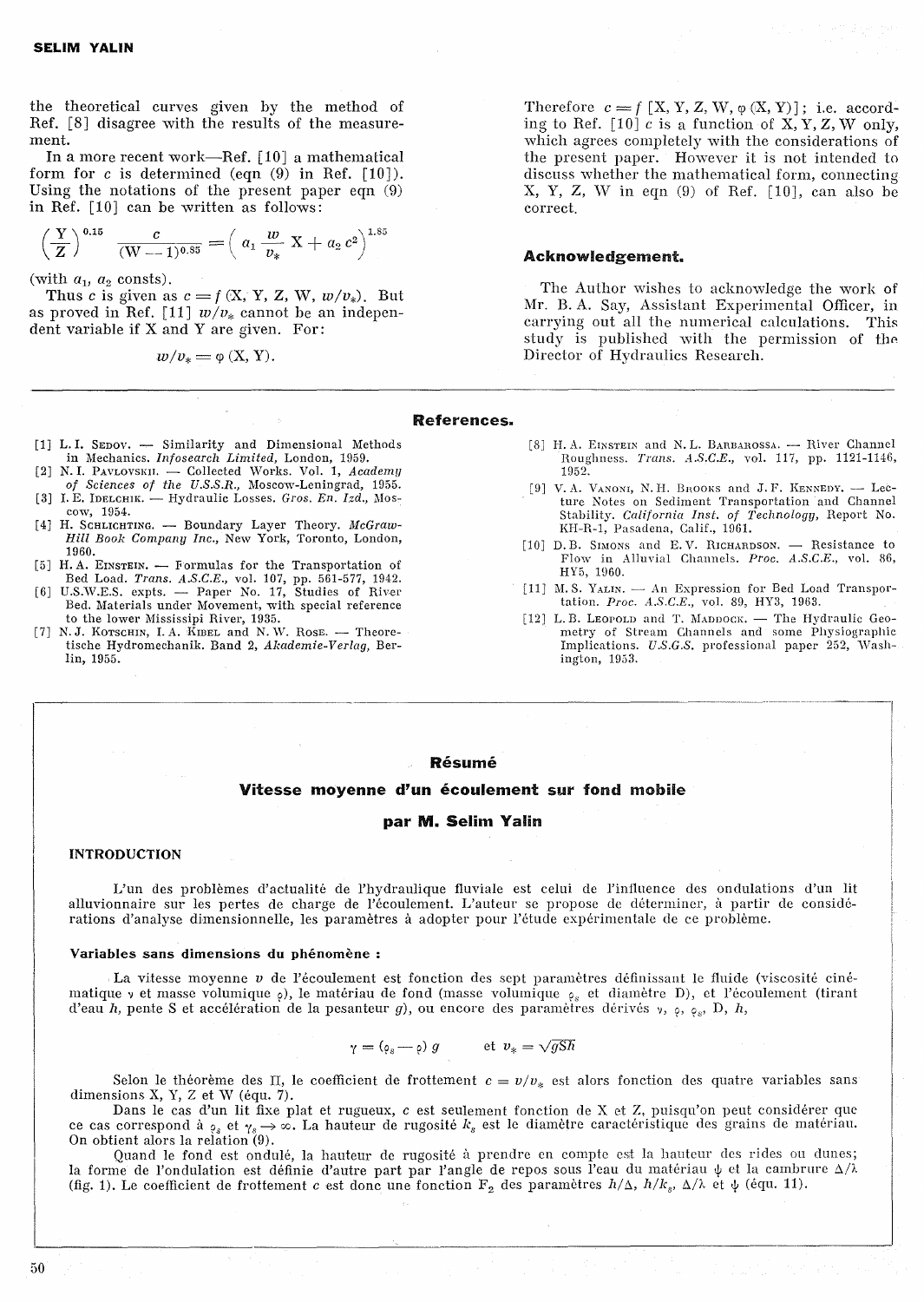the theoretical curves given by the method of Ref. [8] disagree with the results of the measurement.

In a more recent work—Ref. [10] a mathematical form for $c$ is determined (eqn (9) in Ref. [10]). Using the notations of the present paper eqn (9) in Ref. [10] can be written as follows:

$$\left(\frac{Y}{Z}\right)^{0.15} \frac{c}{(W-1)^{0.85}} = \left(a_1 \frac{w}{v_*} X + a_2 c^2\right)^{1.85}$$

(with $a_1$, $a_2$ consts).

Thus $c$ is given as $c = f\,(X, Y, Z, W, w/v_*)$. But as proved in Ref. [11] $w/v_*$ cannot be an independent variable if X and Y are given. For:

$$w/v_* = \varphi\,(X, Y).$$

Therefore $c = f\,[X, Y, Z, W, \varphi\,(X, Y)]$; i.e. according to Ref. [10] $c$ is a function of X, Y, Z, W only, which agrees completely with the considerations of the present paper. However it is not intended to discuss whether the mathematical form, connecting X, Y, Z, W in eqn (9) of Ref. [10], can also be correct.

## Acknowledgement.

The Author wishes to acknowledge the work of Mr. B. A. Say, Assistant Experimental Officer, in carrying out all the numerical calculations. This study is published with the permission of the Director of Hydraulics Research.

## References.

[1] L. I. Sedov. — Similarity and Dimensional Methods in Mechanics. *Infosearch Limited*, London, 1959.

[2] N. I. Pavlovskii. — Collected Works. Vol. 1, *Academy of Sciences of the U.S.S.R.*, Moscow-Leningrad, 1955.

[3] I. E. Idelchik. — Hydraulic Losses. *Gros. En. Izd.*, Moscow, 1954.

[4] H. Schlichting. — Boundary Layer Theory. *McGraw-Hill Book Company Inc.*, New York, Toronto, London, 1960.

[5] H. A. Einstein. — Formulas for the Transportation of Bed Load. *Trans. A.S.C.E.*, vol. 107, pp. 561-577, 1942.

[6] U.S.W.E.S. expts. — Paper No. 17, Studies of River Bed. Materials under Movement, with special reference to the lower Mississipi River, 1935.

[7] N. J. Kotschin, I. A. Kibel and N. W. Rose. — Theoretische Hydromechanik. Band 2, *Akademie-Verlag*, Berlin, 1955.

[8] H. A. Einstein and N. L. Barbarossa. — River Channel Roughness. *Trans. A.S.C.E.*, vol. 117, pp. 1121-1146, 1952.

[9] V. A. Vanoni, N. H. Brooks and J. F. Kennedy. — Lecture Notes on Sediment Transportation and Channel Stability. *California Inst. of Technology*, Report No. KH-R-1, Pasadena, Calif., 1961.

[10] D. B. Simons and E. V. Richardson. — Resistance to Flow in Alluvial Channels. *Proc. A.S.C.E.*, vol. 86, HY5, 1960.

[11] M. S. Yalin. — An Expression for Bed Load Transportation. *Proc. A.S.C.E.*, vol. 89, HY3, 1963.

[12] L. B. Leopold and T. Maddock. — The Hydraulic Geometry of Stream Channels and some Physiographic Implications. *U.S.G.S.* professional paper 252, Washington, 1953.

## Résumé

### Vitesse moyenne d'un écoulement sur fond mobile

### par M. Selim Yalin

#### INTRODUCTION

L'un des problèmes d'actualité de l'hydraulique fluviale est celui de l'influence des ondulations d'un lit alluvionnaire sur les pertes de charge de l'écoulement. L'auteur se propose de déterminer, à partir de considérations d'analyse dimensionnelle, les paramètres à adopter pour l'étude expérimentale de ce problème.

#### Variables sans dimensions du phénomène :

La vitesse moyenne $v$ de l'écoulement est fonction des sept paramètres définissant le fluide (viscosité cinématique $\nu$ et masse volumique $\rho$), le matériau de fond (masse volumique $\rho_s$ et diamètre D), et l'écoulement (tirant d'eau $h$, pente S et accélération de la pesanteur $g$), ou encore des paramètres dérivés $\nu$, $\rho$, $\rho_s$, D, $h$,

$$\gamma = (\rho_s - \rho)\, g \qquad \text{et } v_* = \sqrt{gSh}$$

Selon le théorème des $\Pi$, le coefficient de frottement $c = v/v_*$ est alors fonction des quatre variables sans dimensions X, Y, Z et W (équ. 7).

Dans le cas d'un lit fixe plat et rugueux, $c$ est seulement fonction de X et Z, puisqu'on peut considérer que ce cas correspond à $\rho_s$ et $\gamma_s \to \infty$. La hauteur de rugosité $k_s$ est le diamètre caractéristique des grains de matériau. On obtient alors la relation (9).

Quand le fond est ondulé, la hauteur de rugosité à prendre en compte est la hauteur des rides ou dunes; la forme de l'ondulation est définie d'autre part par l'angle de repos sous l'eau du matériau $\psi$ et la cambrure $\Delta/\lambda$ (fig. 1). Le coefficient de frottement $c$ est donc une fonction $F_2$ des paramètres $h/\Delta$, $h/k_s$, $\Delta/\lambda$ et $\psi$ (équ. 11).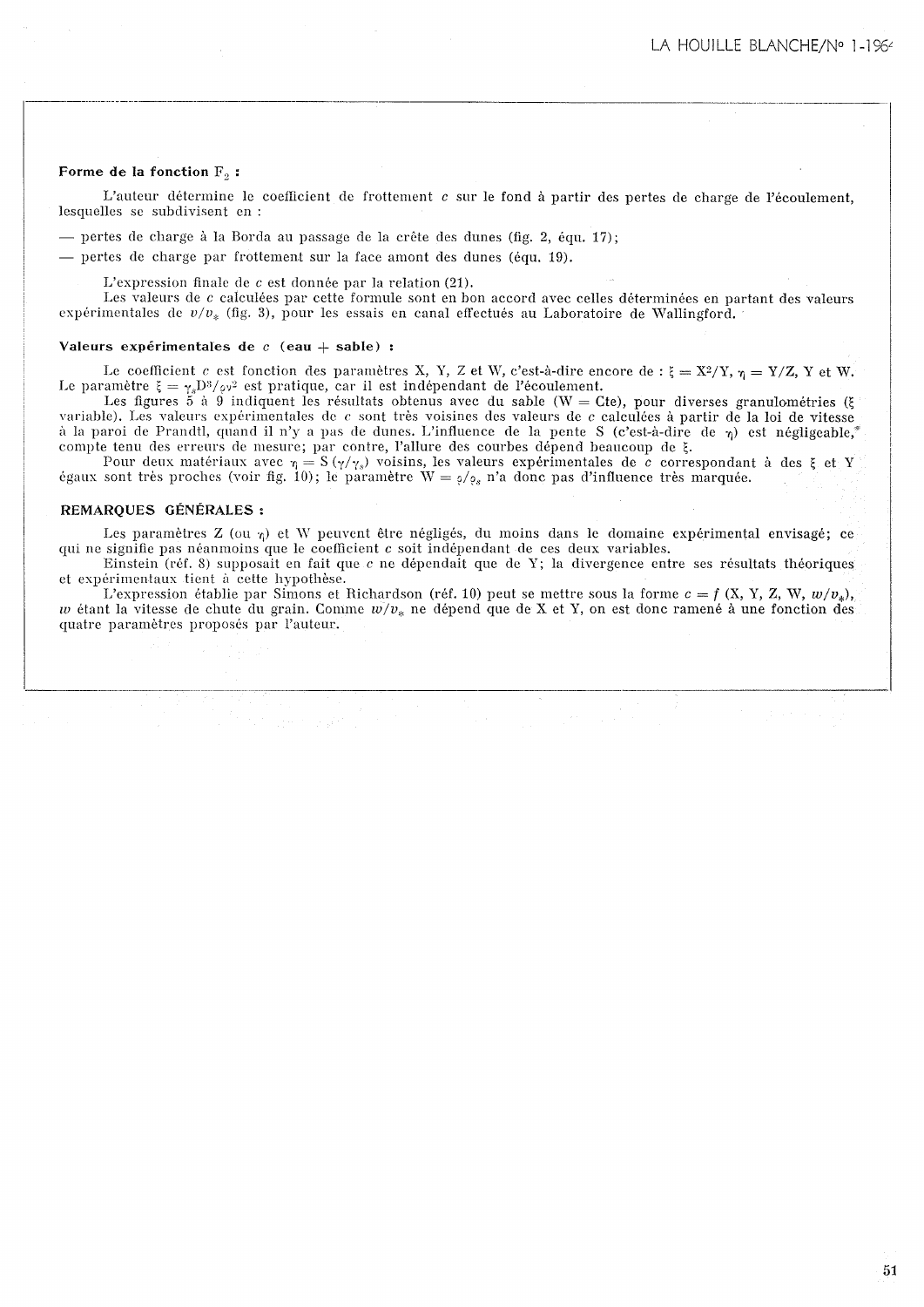**Forme de la fonction $F_2$ :**

L'auteur détermine le coefficient de frottement $c$ sur le fond à partir des pertes de charge de l'écoulement, lesquelles se subdivisent en :

— pertes de charge à la Borda au passage de la crête des dunes (fig. 2, équ. 17);

— pertes de charge par frottement sur la face amont des dunes (équ. 19).

L'expression finale de $c$ est donnée par la relation (21).

Les valeurs de $c$ calculées par cette formule sont en bon accord avec celles déterminées en partant des valeurs expérimentales de $v/v_*$ (fig. 3), pour les essais en canal effectués au Laboratoire de Wallingford.

**Valeurs expérimentales de $c$ (eau + sable) :**

Le coefficient $c$ est fonction des paramètres X, Y, Z et W, c'est-à-dire encore de : $\xi = X^2/Y$, $\eta = Y/Z$, Y et W. Le paramètre $\xi = \gamma_s D^3/\rho \nu^2$ est pratique, car il est indépendant de l'écoulement.

Les figures 5 à 9 indiquent les résultats obtenus avec du sable (W = Cte), pour diverses granulométries ($\xi$ variable). Les valeurs expérimentales de $c$ sont très voisines des valeurs de $c$ calculées à partir de la loi de vitesse à la paroi de Prandtl, quand il n'y a pas de dunes. L'influence de la pente S (c'est-à-dire de $\eta$) est négligeable, compte tenu des erreurs de mesure; par contre, l'allure des courbes dépend beaucoup de $\xi$.

Pour deux matériaux avec $\eta = S(\gamma/\gamma_s)$ voisins, les valeurs expérimentales de $c$ correspondant à des $\xi$ et Y égaux sont très proches (voir fig. 10); le paramètre $W = \rho/\rho_s$ n'a donc pas d'influence très marquée.

**REMARQUES GÉNÉRALES :**

Les paramètres Z (ou $\eta$) et W peuvent être négligés, du moins dans le domaine expérimental envisagé; ce qui ne signifie pas néanmoins que le coefficient $c$ soit indépendant de ces deux variables.

Einstein (réf. 8) supposait en fait que $c$ ne dépendait que de Y; la divergence entre ses résultats théoriques et expérimentaux tient à cette hypothèse.

L'expression établie par Simons et Richardson (réf. 10) peut se mettre sous la forme $c = f(X, Y, Z, W, w/v_*)$, $w$ étant la vitesse de chute du grain. Comme $w/v_*$ ne dépend que de X et Y, on est donc ramené à une fonction des quatre paramètres proposés par l'auteur.